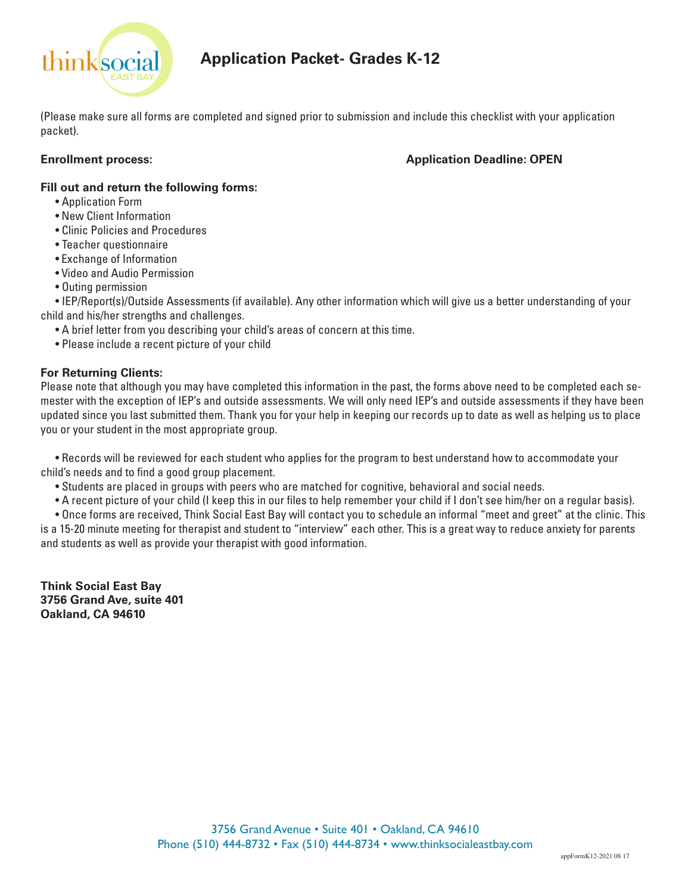# Application Packet- Grades K-12

(Please make sure all forms are completed and signed prior to submission and include this checklist with your application packet).

**Enrollment process:** **Application Deadline: OPEN**

**Fill out and return the following forms:**

- Application Form
- New Client Information
- Clinic Policies and Procedures
- Teacher questionnaire
- Exchange of Information
- Video and Audio Permission
- Outing permission
- IEP/Report(s)/Outside Assessments (if available). Any other information which will give us a better understanding of your child and his/her strengths and challenges.
- A brief letter from you describing your child's areas of concern at this time.
- Please include a recent picture of your child

**For Returning Clients:**

Please note that although you may have completed this information in the past, the forms above need to be completed each semester with the exception of IEP's and outside assessments. We will only need IEP's and outside assessments if they have been updated since you last submitted them. Thank you for your help in keeping our records up to date as well as helping us to place you or your student in the most appropriate group.

- Records will be reviewed for each student who applies for the program to best understand how to accommodate your child's needs and to find a good group placement.
- Students are placed in groups with peers who are matched for cognitive, behavioral and social needs.
- A recent picture of your child (I keep this in our files to help remember your child if I don't see him/her on a regular basis).
- Once forms are received, Think Social East Bay will contact you to schedule an informal "meet and greet" at the clinic. This is a 15-20 minute meeting for therapist and student to "interview" each other. This is a great way to reduce anxiety for parents and students as well as provide your therapist with good information.

**Think Social East Bay**
**3756 Grand Ave, suite 401**
**Oakland, CA 94610**

3756 Grand Avenue • Suite 401 • Oakland, CA 94610
Phone (510) 444-8732 • Fax (510) 444-8734 • www.thinksocialeastbay.com

appFormK12-2021 08 17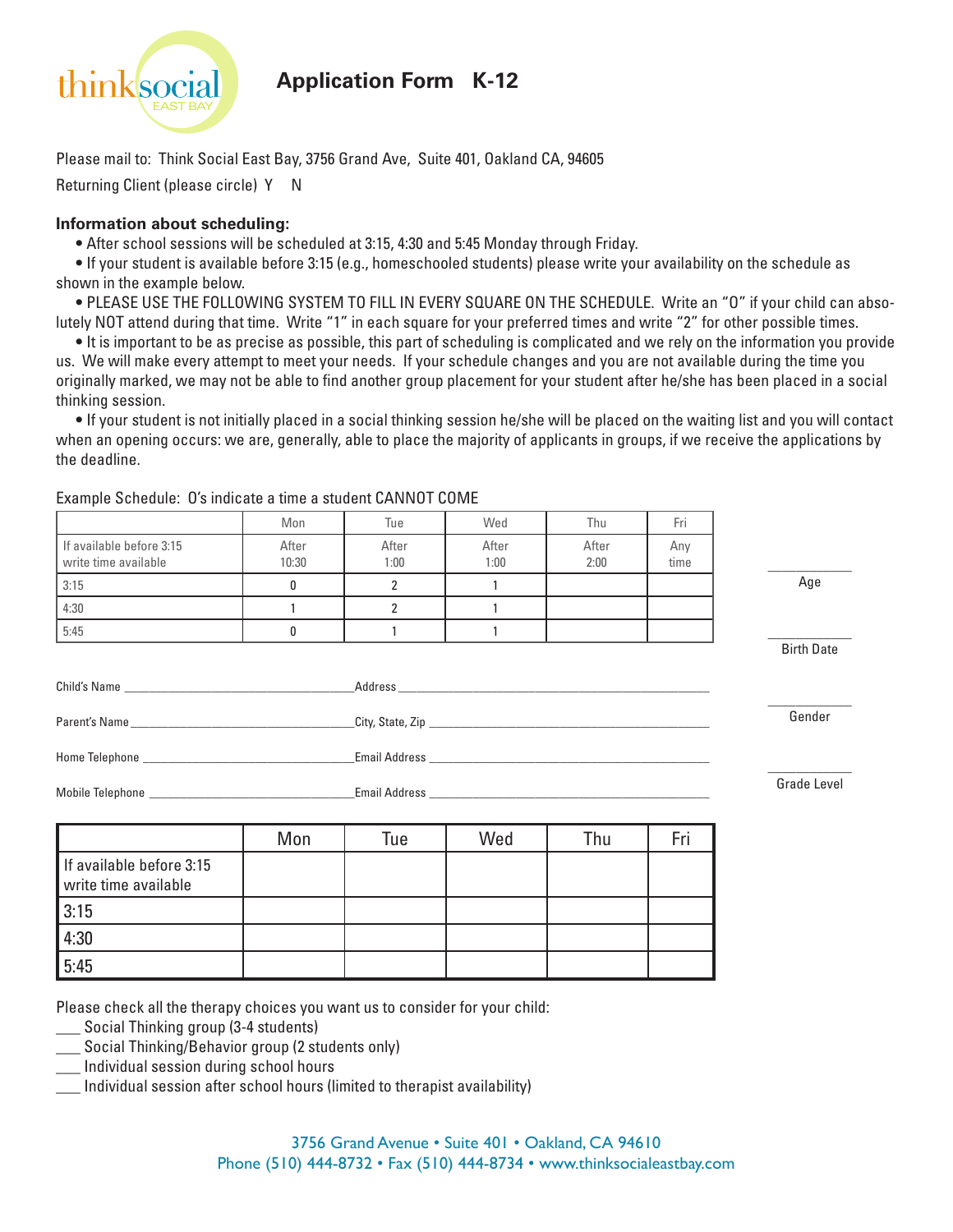# thinksocial EAST BAY

## Application Form K-12

Please mail to: Think Social East Bay, 3756 Grand Ave, Suite 401, Oakland CA, 94605

Returning Client (please circle) Y N

**Information about scheduling:**

- After school sessions will be scheduled at 3:15, 4:30 and 5:45 Monday through Friday.
- If your student is available before 3:15 (e.g., homeschooled students) please write your availability on the schedule as shown in the example below.
- PLEASE USE THE FOLLOWING SYSTEM TO FILL IN EVERY SQUARE ON THE SCHEDULE. Write an "0" if your child can absolutely NOT attend during that time. Write "1" in each square for your preferred times and write "2" for other possible times.
- It is important to be as precise as possible, this part of scheduling is complicated and we rely on the information you provide us. We will make every attempt to meet your needs. If your schedule changes and you are not available during the time you originally marked, we may not be able to find another group placement for your student after he/she has been placed in a social thinking session.
- If your student is not initially placed in a social thinking session he/she will be placed on the waiting list and you will contact when an opening occurs: we are, generally, able to place the majority of applicants in groups, if we receive the applications by the deadline.

Example Schedule: 0's indicate a time a student CANNOT COME

| | Mon | Tue | Wed | Thu | Fri |
|---|---|---|---|---|---|
| If available before 3:15 write time available | After 10:30 | After 1:00 | After 1:00 | After 2:00 | Any time |
| 3:15 | 0 | 2 | 1 | | |
| 4:30 | 1 | 2 | 1 | | |
| 5:45 | 0 | 1 | 1 | | |

___________ Age

___________ Birth Date

___________ Gender

___________ Grade Level

Child's Name ______________________________ Address ______________________________

Parent's Name ______________________________ City, State, Zip ______________________________

Home Telephone ______________________________ Email Address ______________________________

Mobile Telephone ______________________________ Email Address ______________________________

| | Mon | Tue | Wed | Thu | Fri |
|---|---|---|---|---|---|
| If available before 3:15 write time available | | | | | |
| 3:15 | | | | | |
| 4:30 | | | | | |
| 5:45 | | | | | |

Please check all the therapy choices you want us to consider for your child:

___ Social Thinking group (3-4 students)
___ Social Thinking/Behavior group (2 students only)
___ Individual session during school hours
___ Individual session after school hours (limited to therapist availability)

3756 Grand Avenue • Suite 401 • Oakland, CA 94610
Phone (510) 444-8732 • Fax (510) 444-8734 • www.thinksocialeastbay.com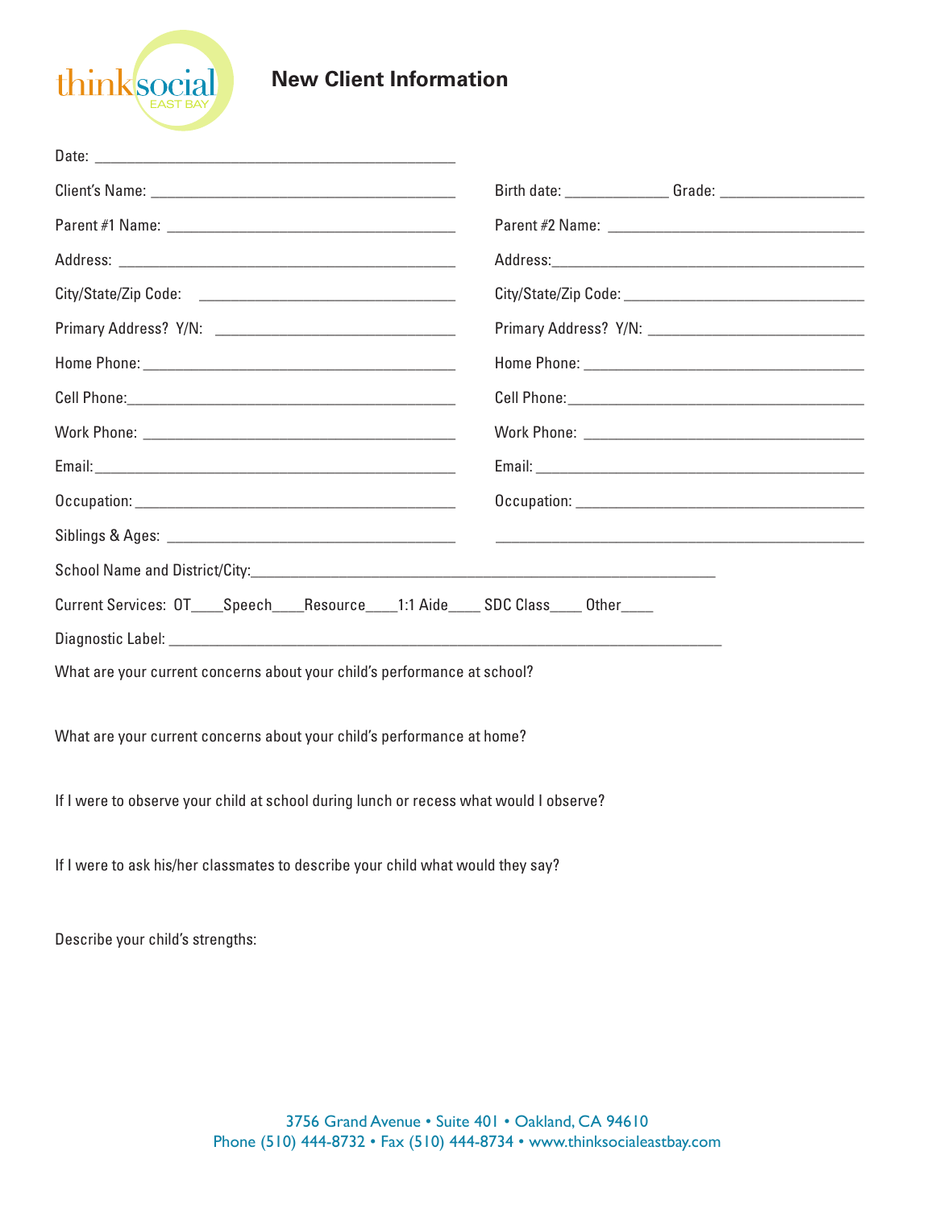thinksocial EAST BAY

# New Client Information

Date: ___________________________________________

| | |
|---|---|
| Client's Name: _______________________________ | Birth date: ____________ Grade: _______________ |
| Parent #1 Name: _______________________________ | Parent #2 Name: _______________________________ |
| Address: _______________________________ | Address: _______________________________ |
| City/State/Zip Code: _______________________________ | City/State/Zip Code: _______________________________ |
| Primary Address? Y/N: _______________________________ | Primary Address? Y/N: _______________________________ |
| Home Phone: _______________________________ | Home Phone: _______________________________ |
| Cell Phone: _______________________________ | Cell Phone: _______________________________ |
| Work Phone: _______________________________ | Work Phone: _______________________________ |
| Email: _______________________________ | Email: _______________________________ |
| Occupation: _______________________________ | Occupation: _______________________________ |
| Siblings & Ages: _______________________________ | _______________________________ |

School Name and District/City: ___________________________________________________________

Current Services: OT____Speech____Resource____1:1 Aide____ SDC Class____ Other____

Diagnostic Label: ___________________________________________________________________

What are your current concerns about your child's performance at school?

What are your current concerns about your child's performance at home?

If I were to observe your child at school during lunch or recess what would I observe?

If I were to ask his/her classmates to describe your child what would they say?

Describe your child's strengths:

3756 Grand Avenue • Suite 401 • Oakland, CA 94610
Phone (510) 444-8732 • Fax (510) 444-8734 • www.thinksocialeastbay.com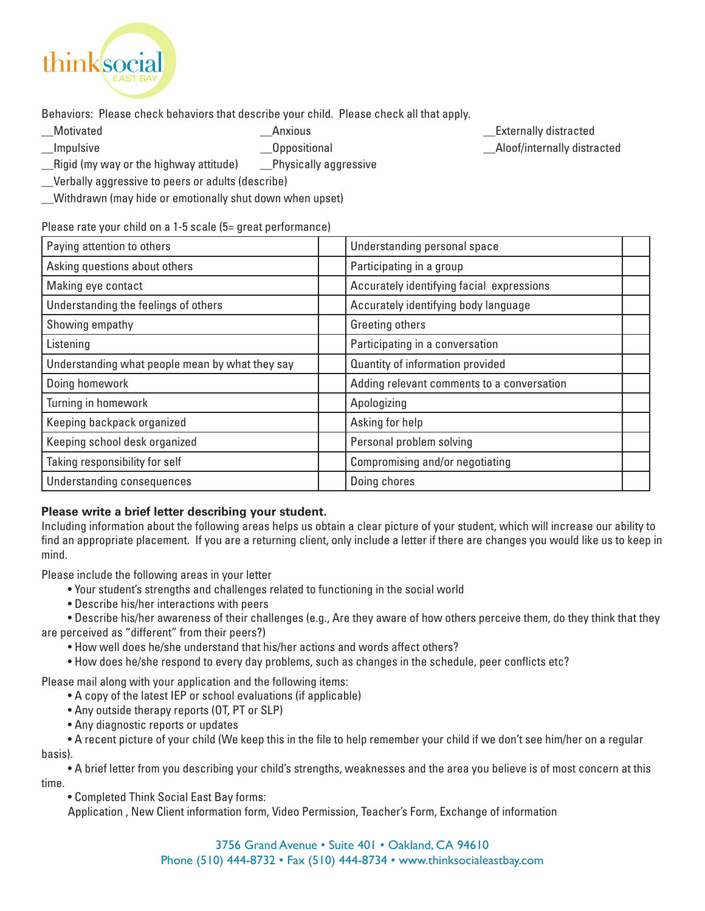thinksocial EAST BAY

Behaviors: Please check behaviors that describe your child. Please check all that apply.

__Motivated
__Anxious
__Externally distracted
__Impulsive
__Oppositional
__Aloof/internally distracted
__Rigid (my way or the highway attitude)
__Physically aggressive
__Verbally aggressive to peers or adults (describe)
__Withdrawn (may hide or emotionally shut down when upset)

Please rate your child on a 1-5 scale (5= great performance)

| | | | |
|---|---|---|---|
| Paying attention to others | | Understanding personal space | |
| Asking questions about others | | Participating in a group | |
| Making eye contact | | Accurately identifying facial expressions | |
| Understanding the feelings of others | | Accurately identifying body language | |
| Showing empathy | | Greeting others | |
| Listening | | Participating in a conversation | |
| Understanding what people mean by what they say | | Quantity of information provided | |
| Doing homework | | Adding relevant comments to a conversation | |
| Turning in homework | | Apologizing | |
| Keeping backpack organized | | Asking for help | |
| Keeping school desk organized | | Personal problem solving | |
| Taking responsibility for self | | Compromising and/or negotiating | |
| Understanding consequences | | Doing chores | |

**Please write a brief letter describing your student.**

Including information about the following areas helps us obtain a clear picture of your student, which will increase our ability to find an appropriate placement. If you are a returning client, only include a letter if there are changes you would like us to keep in mind.

Please include the following areas in your letter

- Your student's strengths and challenges related to functioning in the social world
- Describe his/her interactions with peers
- Describe his/her awareness of their challenges (e.g., Are they aware of how others perceive them, do they think that they are perceived as "different" from their peers?)
- How well does he/she understand that his/her actions and words affect others?
- How does he/she respond to every day problems, such as changes in the schedule, peer conflicts etc?

Please mail along with your application and the following items:

- A copy of the latest IEP or school evaluations (if applicable)
- Any outside therapy reports (OT, PT or SLP)
- Any diagnostic reports or updates
- A recent picture of your child (We keep this in the file to help remember your child if we don't see him/her on a regular basis).
- A brief letter from you describing your child's strengths, weaknesses and the area you believe is of most concern at this time.
- Completed Think Social East Bay forms:
  Application , New Client information form, Video Permission, Teacher's Form, Exchange of information

3756 Grand Avenue • Suite 401 • Oakland, CA 94610
Phone (510) 444-8732 • Fax (510) 444-8734 • www.thinksocialeastbay.com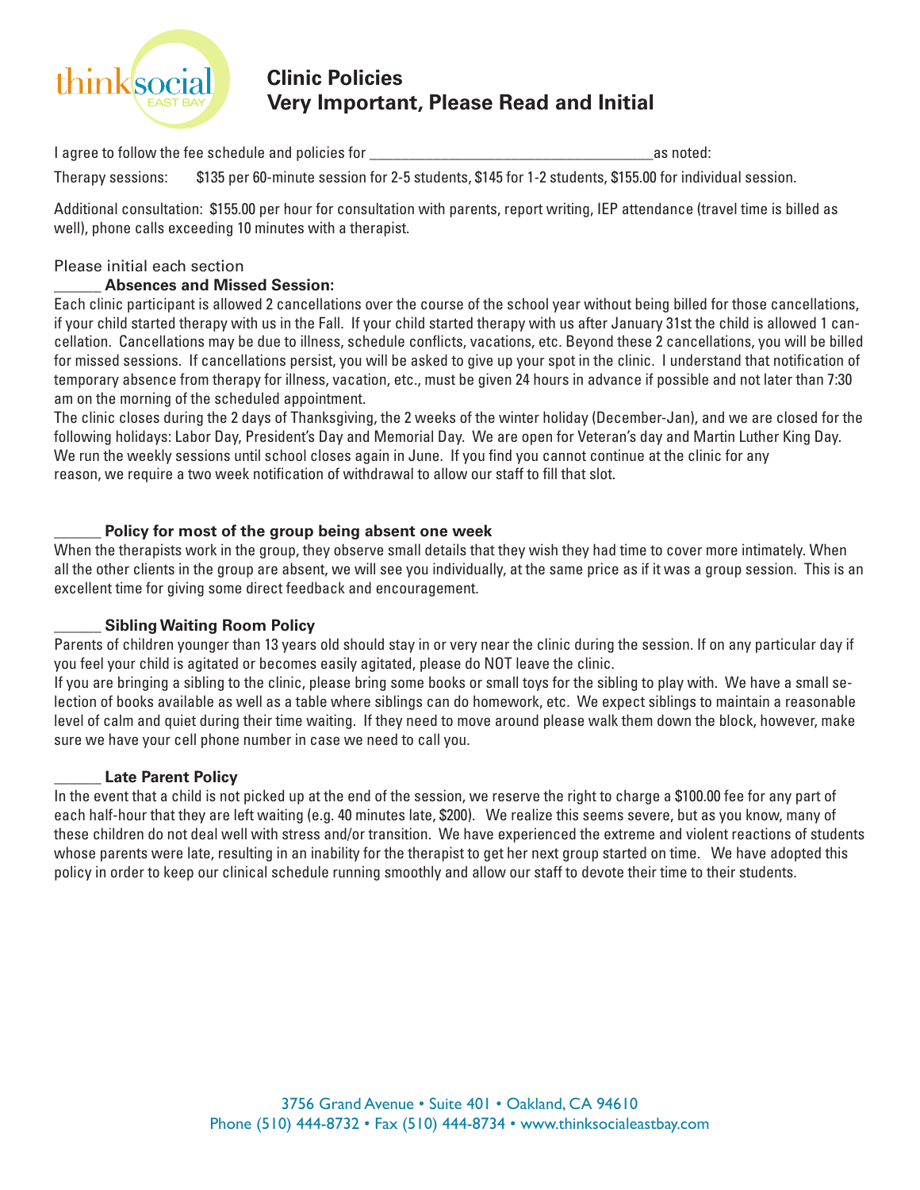thinksocial EAST BAY

# Clinic Policies
## Very Important, Please Read and Initial

I agree to follow the fee schedule and policies for ____________________________________as noted:

Therapy sessions: $135 per 60-minute session for 2-5 students, $145 for 1-2 students, $155.00 for individual session.

Additional consultation: $155.00 per hour for consultation with parents, report writing, IEP attendance (travel time is billed as well), phone calls exceeding 10 minutes with a therapist.

Please initial each section

______ **Absences and Missed Session:**

Each clinic participant is allowed 2 cancellations over the course of the school year without being billed for those cancellations, if your child started therapy with us in the Fall. If your child started therapy with us after January 31st the child is allowed 1 cancellation. Cancellations may be due to illness, schedule conflicts, vacations, etc. Beyond these 2 cancellations, you will be billed for missed sessions. If cancellations persist, you will be asked to give up your spot in the clinic. I understand that notification of temporary absence from therapy for illness, vacation, etc., must be given 24 hours in advance if possible and not later than 7:30 am on the morning of the scheduled appointment.

The clinic closes during the 2 days of Thanksgiving, the 2 weeks of the winter holiday (December-Jan), and we are closed for the following holidays: Labor Day, President's Day and Memorial Day. We are open for Veteran's day and Martin Luther King Day. We run the weekly sessions until school closes again in June. If you find you cannot continue at the clinic for any reason, we require a two week notification of withdrawal to allow our staff to fill that slot.

______ **Policy for most of the group being absent one week**

When the therapists work in the group, they observe small details that they wish they had time to cover more intimately. When all the other clients in the group are absent, we will see you individually, at the same price as if it was a group session. This is an excellent time for giving some direct feedback and encouragement.

______ **Sibling Waiting Room Policy**

Parents of children younger than 13 years old should stay in or very near the clinic during the session. If on any particular day if you feel your child is agitated or becomes easily agitated, please do NOT leave the clinic.

If you are bringing a sibling to the clinic, please bring some books or small toys for the sibling to play with. We have a small selection of books available as well as a table where siblings can do homework, etc. We expect siblings to maintain a reasonable level of calm and quiet during their time waiting. If they need to move around please walk them down the block, however, make sure we have your cell phone number in case we need to call you.

______ **Late Parent Policy**

In the event that a child is not picked up at the end of the session, we reserve the right to charge a $100.00 fee for any part of each half-hour that they are left waiting (e.g. 40 minutes late, $200). We realize this seems severe, but as you know, many of these children do not deal well with stress and/or transition. We have experienced the extreme and violent reactions of students whose parents were late, resulting in an inability for the therapist to get her next group started on time. We have adopted this policy in order to keep our clinical schedule running smoothly and allow our staff to devote their time to their students.

3756 Grand Avenue • Suite 401 • Oakland, CA 94610
Phone (510) 444-8732 • Fax (510) 444-8734 • www.thinksocialeastbay.com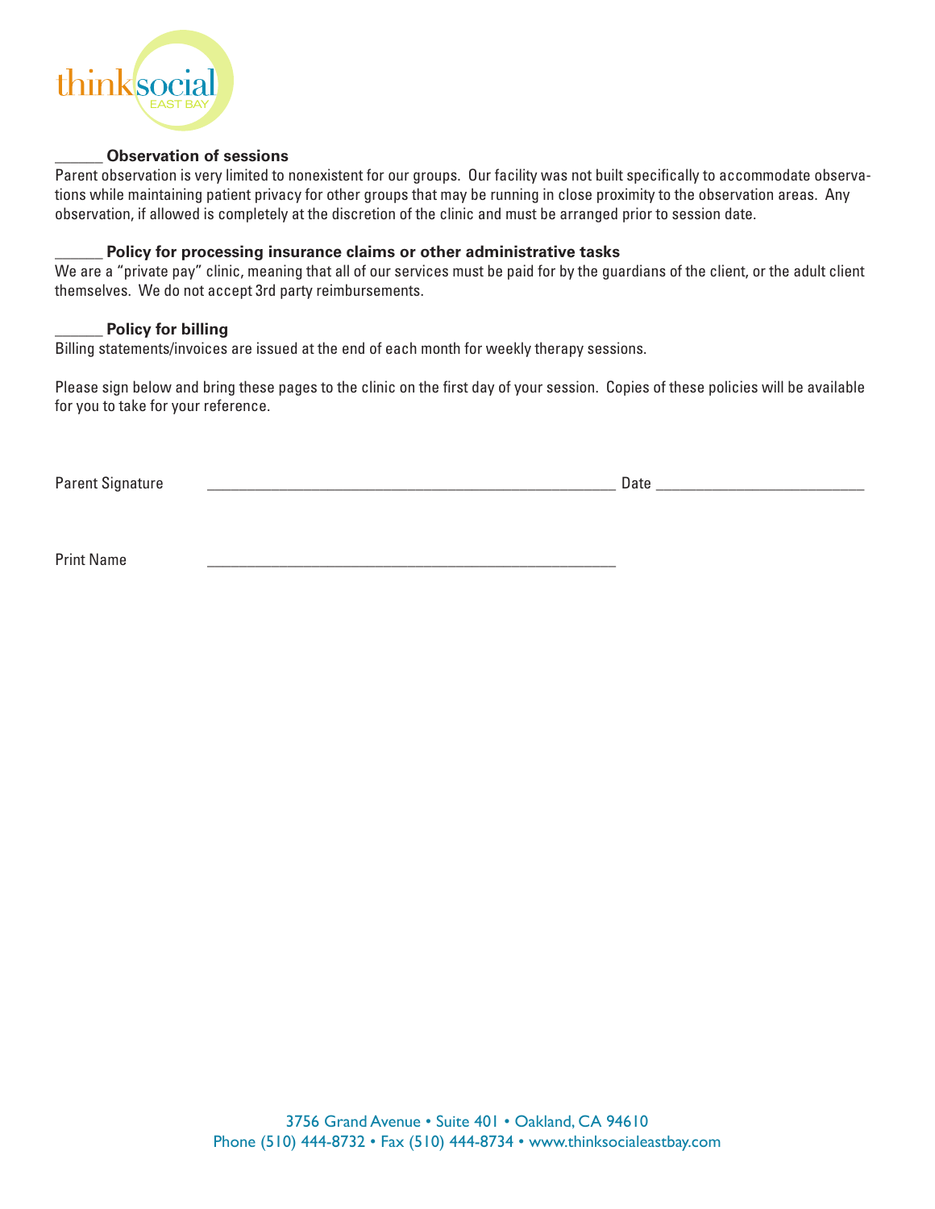______ **Observation of sessions**
Parent observation is very limited to nonexistent for our groups. Our facility was not built specifically to accommodate observations while maintaining patient privacy for other groups that may be running in close proximity to the observation areas. Any observation, if allowed is completely at the discretion of the clinic and must be arranged prior to session date.

______ **Policy for processing insurance claims or other administrative tasks**
We are a "private pay" clinic, meaning that all of our services must be paid for by the guardians of the client, or the adult client themselves. We do not accept 3rd party reimbursements.

______ **Policy for billing**
Billing statements/invoices are issued at the end of each month for weekly therapy sessions.

Please sign below and bring these pages to the clinic on the first day of your session. Copies of these policies will be available for you to take for your reference.

Parent Signature ______________________________________________ Date ________________________

Print Name ______________________________________________

3756 Grand Avenue • Suite 401 • Oakland, CA 94610
Phone (510) 444-8732 • Fax (510) 444-8734 • www.thinksocialeastbay.com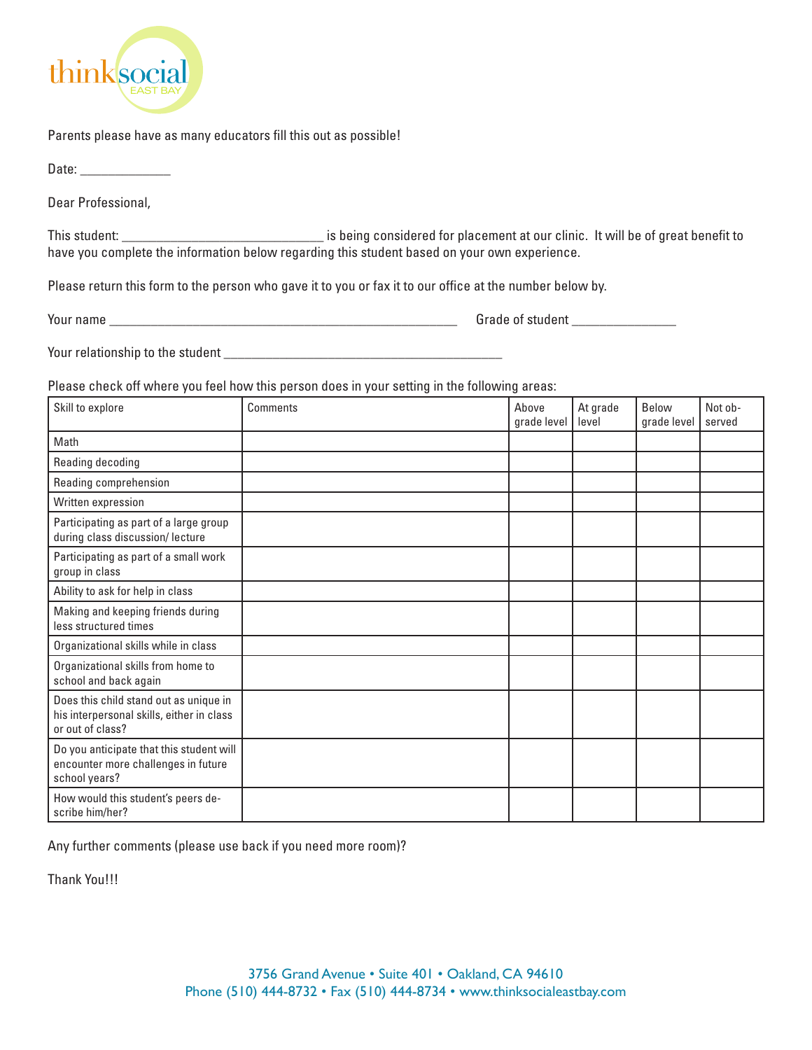thinksocial EAST BAY

Parents please have as many educators fill this out as possible!

Date: _____________

Dear Professional,

This student: ______________________________ is being considered for placement at our clinic. It will be of great benefit to have you complete the information below regarding this student based on your own experience.

Please return this form to the person who gave it to you or fax it to our office at the number below by.

Your name ___________________________________________________ Grade of student _______________

Your relationship to the student __________________________________________

Please check off where you feel how this person does in your setting in the following areas:

| Skill to explore | Comments | Above grade level | At grade level | Below grade level | Not observed |
|---|---|---|---|---|---|
| Math | | | | | |
| Reading decoding | | | | | |
| Reading comprehension | | | | | |
| Written expression | | | | | |
| Participating as part of a large group during class discussion/ lecture | | | | | |
| Participating as part of a small work group in class | | | | | |
| Ability to ask for help in class | | | | | |
| Making and keeping friends during less structured times | | | | | |
| Organizational skills while in class | | | | | |
| Organizational skills from home to school and back again | | | | | |
| Does this child stand out as unique in his interpersonal skills, either in class or out of class? | | | | | |
| Do you anticipate that this student will encounter more challenges in future school years? | | | | | |
| How would this student's peers describe him/her? | | | | | |

Any further comments (please use back if you need more room)?

Thank You!!!

3756 Grand Avenue • Suite 401 • Oakland, CA 94610
Phone (510) 444-8732 • Fax (510) 444-8734 • www.thinksocialeastbay.com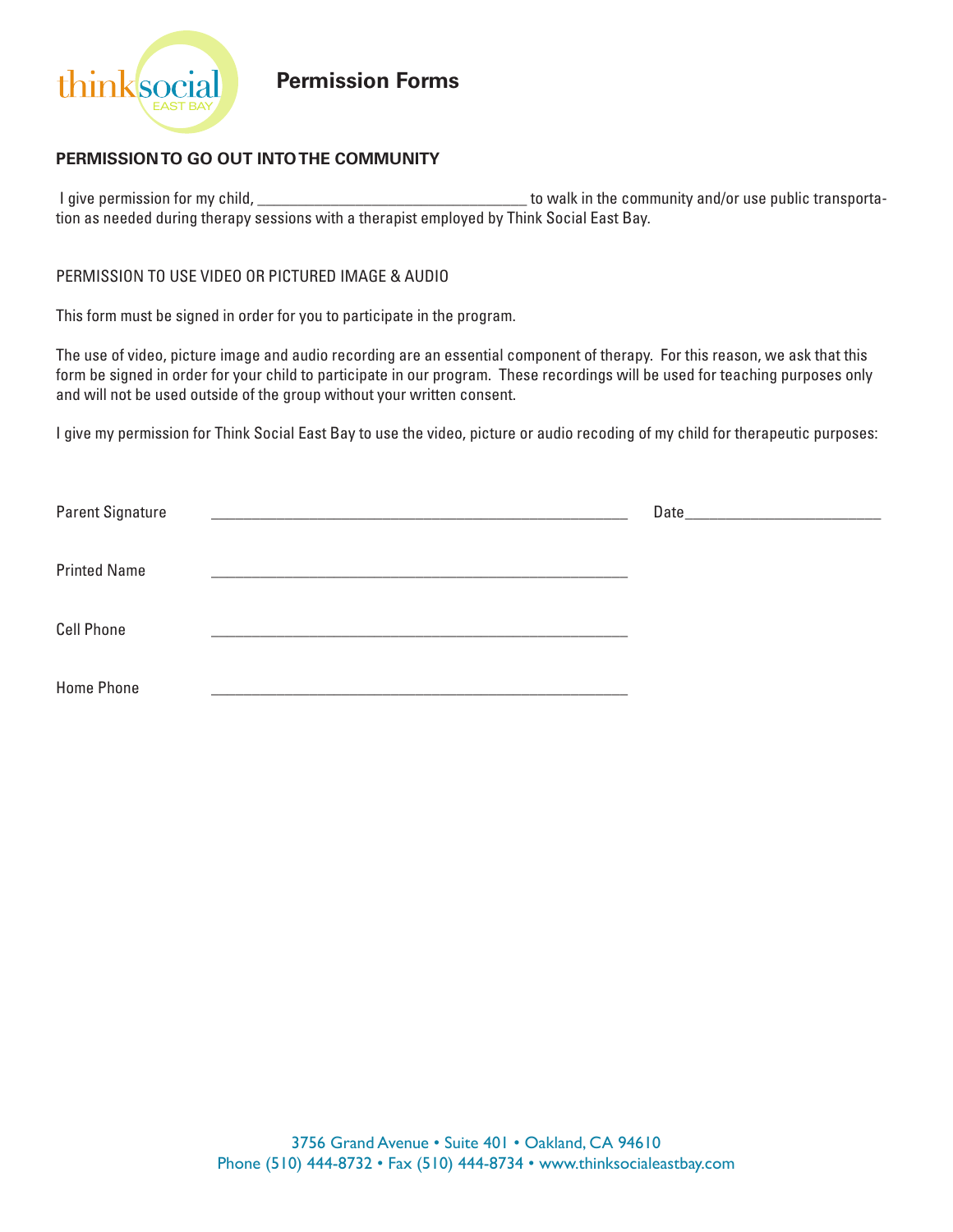# Permission Forms

## PERMISSION TO GO OUT INTO THE COMMUNITY

I give permission for my child, ________________________________ to walk in the community and/or use public transportation as needed during therapy sessions with a therapist employed by Think Social East Bay.

## PERMISSION TO USE VIDEO OR PICTURED IMAGE & AUDIO

This form must be signed in order for you to participate in the program.

The use of video, picture image and audio recording are an essential component of therapy. For this reason, we ask that this form be signed in order for your child to participate in our program. These recordings will be used for teaching purposes only and will not be used outside of the group without your written consent.

I give my permission for Think Social East Bay to use the video, picture or audio recoding of my child for therapeutic purposes:

Parent Signature ________________________________________________ Date______________________

Printed Name ________________________________________________

Cell Phone ________________________________________________

Home Phone ________________________________________________

3756 Grand Avenue • Suite 401 • Oakland, CA 94610
Phone (510) 444-8732 • Fax (510) 444-8734 • www.thinksocialeastbay.com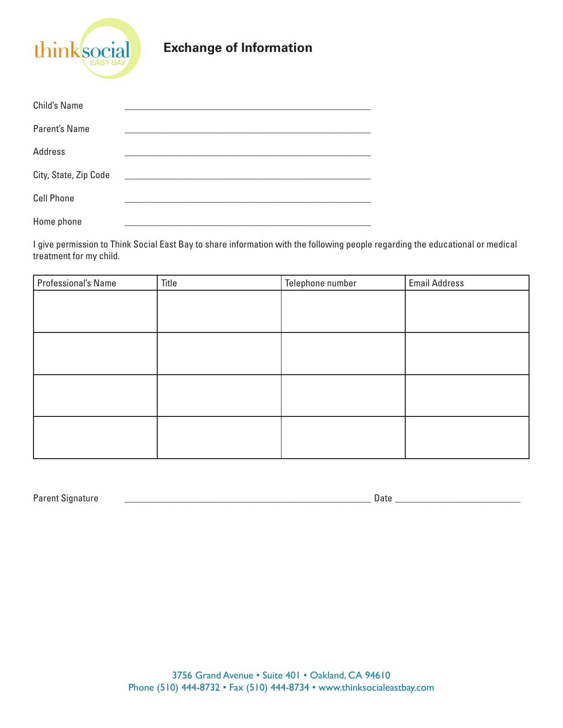think social EAST BAY

# Exchange of Information

Child's Name ___________________________________________

Parent's Name ___________________________________________

Address ___________________________________________

City, State, Zip Code ___________________________________________

Cell Phone ___________________________________________

Home phone ___________________________________________

I give permission to Think Social East Bay to share information with the following people regarding the educational or medical treatment for my child.

| Professional's Name | Title | Telephone number | Email Address |
|---|---|---|---|
| | | | |
| | | | |
| | | | |
| | | | |

Parent Signature ___________________________________________ Date ______________________

3756 Grand Avenue • Suite 401 • Oakland, CA 94610
Phone (510) 444-8732 • Fax (510) 444-8734 • www.thinksocialeastbay.com